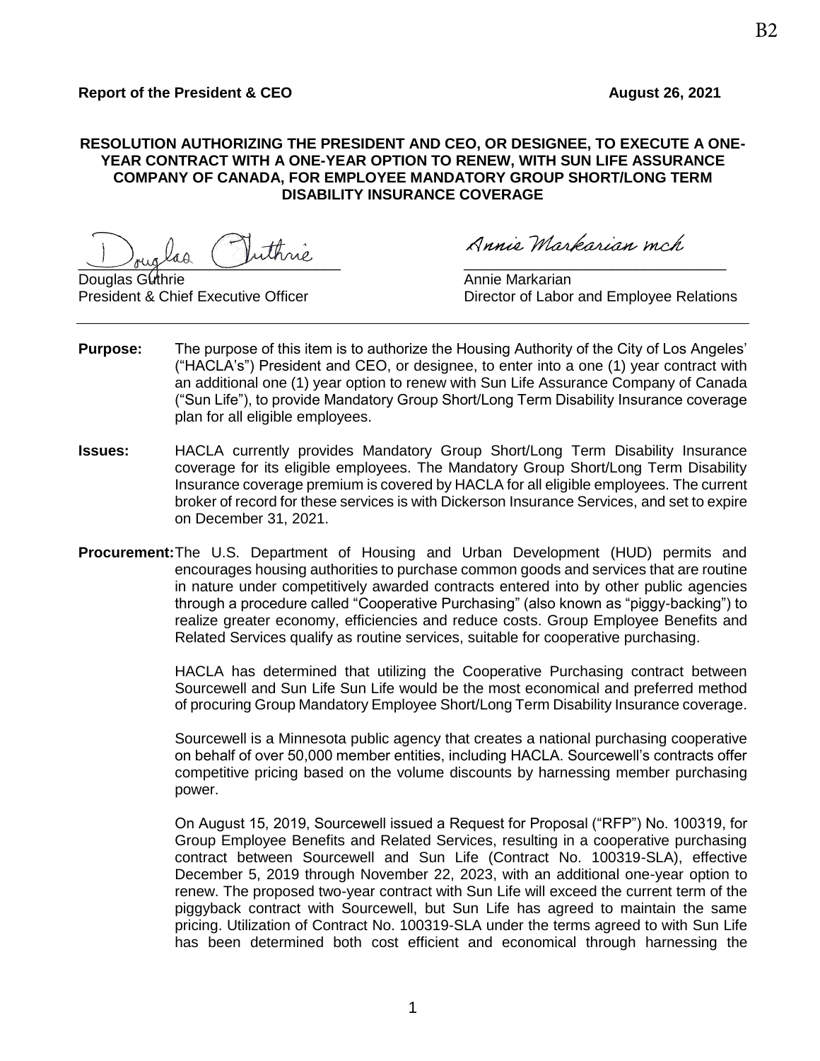B2

**Report of the President & CEO** **August 26, 2021**

**RESOLUTION AUTHORIZING THE PRESIDENT AND CEO, OR DESIGNEE, TO EXECUTE A ONE-YEAR CONTRACT WITH A ONE-YEAR OPTION TO RENEW, WITH SUN LIFE ASSURANCE COMPANY OF CANADA, FOR EMPLOYEE MANDATORY GROUP SHORT/LONG TERM DISABILITY INSURANCE COVERAGE**

Douglas Guthrie
President & Chief Executive Officer

Annie Markarian
Director of Labor and Employee Relations

---

**Purpose:** The purpose of this item is to authorize the Housing Authority of the City of Los Angeles' ("HACLA's") President and CEO, or designee, to enter into a one (1) year contract with an additional one (1) year option to renew with Sun Life Assurance Company of Canada ("Sun Life"), to provide Mandatory Group Short/Long Term Disability Insurance coverage plan for all eligible employees.

**Issues:** HACLA currently provides Mandatory Group Short/Long Term Disability Insurance coverage for its eligible employees. The Mandatory Group Short/Long Term Disability Insurance coverage premium is covered by HACLA for all eligible employees. The current broker of record for these services is with Dickerson Insurance Services, and set to expire on December 31, 2021.

**Procurement:** The U.S. Department of Housing and Urban Development (HUD) permits and encourages housing authorities to purchase common goods and services that are routine in nature under competitively awarded contracts entered into by other public agencies through a procedure called "Cooperative Purchasing" (also known as "piggy-backing") to realize greater economy, efficiencies and reduce costs. Group Employee Benefits and Related Services qualify as routine services, suitable for cooperative purchasing.

HACLA has determined that utilizing the Cooperative Purchasing contract between Sourcewell and Sun Life Sun Life would be the most economical and preferred method of procuring Group Mandatory Employee Short/Long Term Disability Insurance coverage.

Sourcewell is a Minnesota public agency that creates a national purchasing cooperative on behalf of over 50,000 member entities, including HACLA. Sourcewell's contracts offer competitive pricing based on the volume discounts by harnessing member purchasing power.

On August 15, 2019, Sourcewell issued a Request for Proposal ("RFP") No. 100319, for Group Employee Benefits and Related Services, resulting in a cooperative purchasing contract between Sourcewell and Sun Life (Contract No. 100319-SLA), effective December 5, 2019 through November 22, 2023, with an additional one-year option to renew. The proposed two-year contract with Sun Life will exceed the current term of the piggyback contract with Sourcewell, but Sun Life has agreed to maintain the same pricing. Utilization of Contract No. 100319-SLA under the terms agreed to with Sun Life has been determined both cost efficient and economical through harnessing the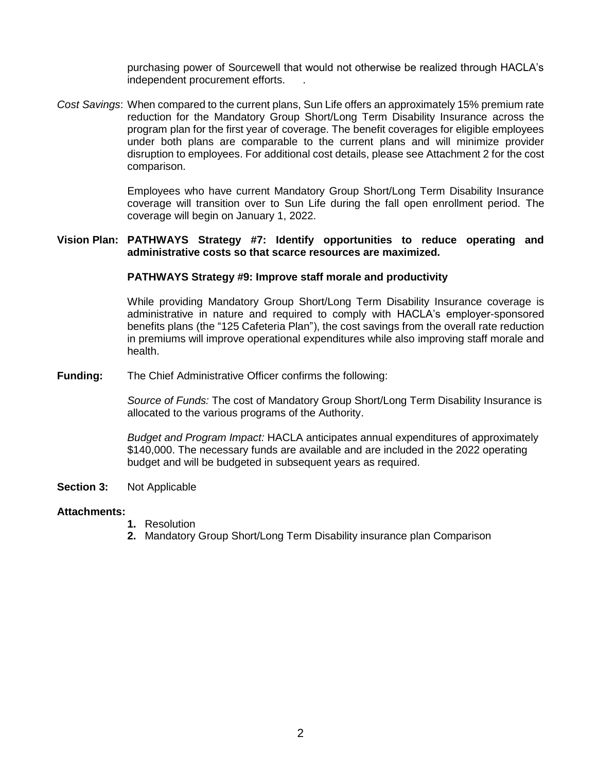purchasing power of Sourcewell that would not otherwise be realized through HACLA's independent procurement efforts. .

*Cost Savings*: When compared to the current plans, Sun Life offers an approximately 15% premium rate reduction for the Mandatory Group Short/Long Term Disability Insurance across the program plan for the first year of coverage. The benefit coverages for eligible employees under both plans are comparable to the current plans and will minimize provider disruption to employees. For additional cost details, please see Attachment 2 for the cost comparison.

Employees who have current Mandatory Group Short/Long Term Disability Insurance coverage will transition over to Sun Life during the fall open enrollment period. The coverage will begin on January 1, 2022.

**Vision Plan: PATHWAYS Strategy #7: Identify opportunities to reduce operating and administrative costs so that scarce resources are maximized.**

**PATHWAYS Strategy #9: Improve staff morale and productivity**

While providing Mandatory Group Short/Long Term Disability Insurance coverage is administrative in nature and required to comply with HACLA's employer-sponsored benefits plans (the "125 Cafeteria Plan"), the cost savings from the overall rate reduction in premiums will improve operational expenditures while also improving staff morale and health.

**Funding:** The Chief Administrative Officer confirms the following:

*Source of Funds:* The cost of Mandatory Group Short/Long Term Disability Insurance is allocated to the various programs of the Authority.

*Budget and Program Impact:* HACLA anticipates annual expenditures of approximately $140,000. The necessary funds are available and are included in the 2022 operating budget and will be budgeted in subsequent years as required.

**Section 3:** Not Applicable

**Attachments:**

1. Resolution
2. Mandatory Group Short/Long Term Disability insurance plan Comparison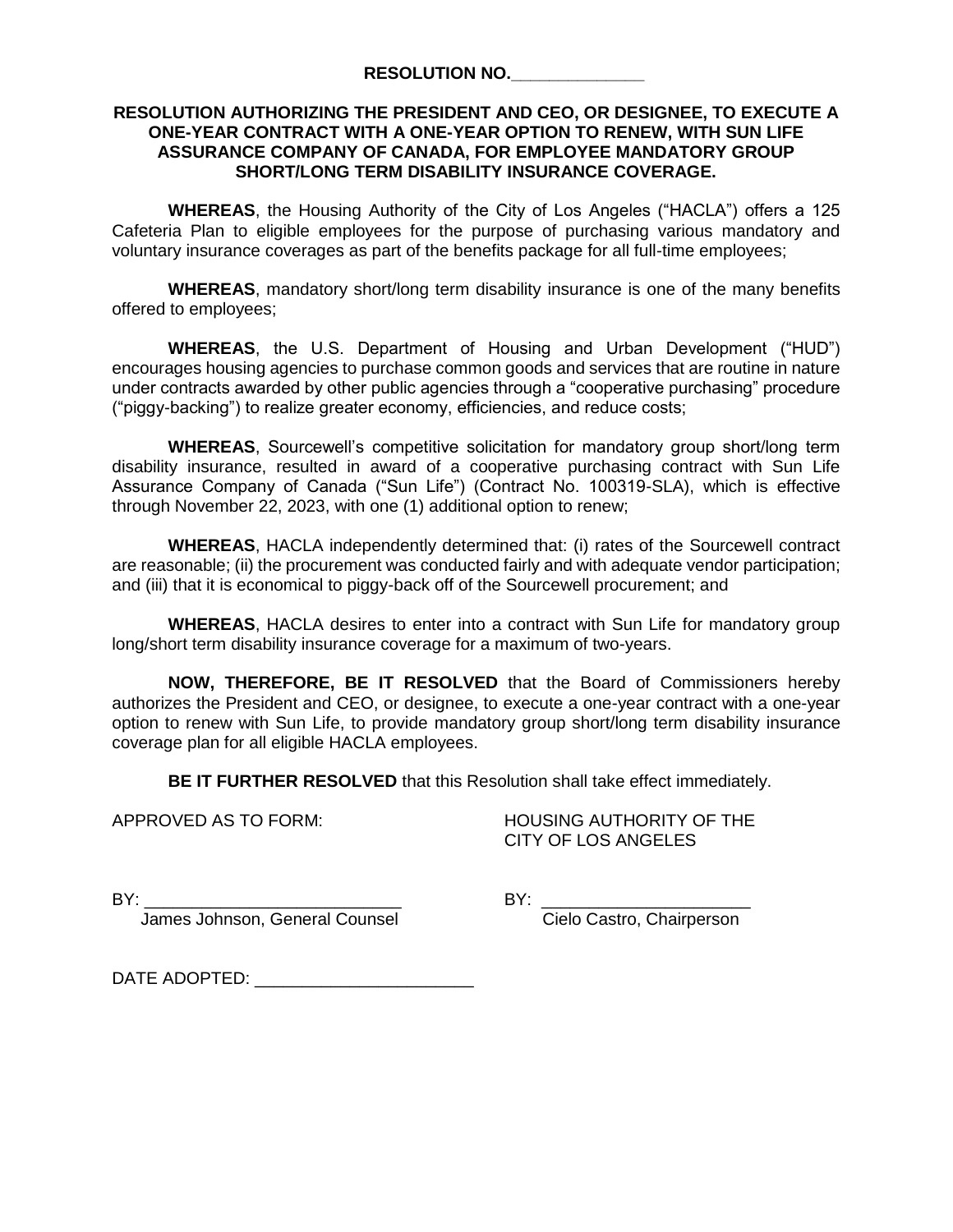**RESOLUTION NO.______________**

**RESOLUTION AUTHORIZING THE PRESIDENT AND CEO, OR DESIGNEE, TO EXECUTE A ONE-YEAR CONTRACT WITH A ONE-YEAR OPTION TO RENEW, WITH SUN LIFE ASSURANCE COMPANY OF CANADA, FOR EMPLOYEE MANDATORY GROUP SHORT/LONG TERM DISABILITY INSURANCE COVERAGE.**

**WHEREAS**, the Housing Authority of the City of Los Angeles ("HACLA") offers a 125 Cafeteria Plan to eligible employees for the purpose of purchasing various mandatory and voluntary insurance coverages as part of the benefits package for all full-time employees;

**WHEREAS**, mandatory short/long term disability insurance is one of the many benefits offered to employees;

**WHEREAS**, the U.S. Department of Housing and Urban Development ("HUD") encourages housing agencies to purchase common goods and services that are routine in nature under contracts awarded by other public agencies through a "cooperative purchasing" procedure ("piggy-backing") to realize greater economy, efficiencies, and reduce costs;

**WHEREAS**, Sourcewell's competitive solicitation for mandatory group short/long term disability insurance, resulted in award of a cooperative purchasing contract with Sun Life Assurance Company of Canada ("Sun Life") (Contract No. 100319-SLA), which is effective through November 22, 2023, with one (1) additional option to renew;

**WHEREAS**, HACLA independently determined that: (i) rates of the Sourcewell contract are reasonable; (ii) the procurement was conducted fairly and with adequate vendor participation; and (iii) that it is economical to piggy-back off of the Sourcewell procurement; and

**WHEREAS**, HACLA desires to enter into a contract with Sun Life for mandatory group long/short term disability insurance coverage for a maximum of two-years.

**NOW, THEREFORE, BE IT RESOLVED** that the Board of Commissioners hereby authorizes the President and CEO, or designee, to execute a one-year contract with a one-year option to renew with Sun Life, to provide mandatory group short/long term disability insurance coverage plan for all eligible HACLA employees.

**BE IT FURTHER RESOLVED** that this Resolution shall take effect immediately.

APPROVED AS TO FORM:

BY: ___________________________
James Johnson, General Counsel

HOUSING AUTHORITY OF THE CITY OF LOS ANGELES

BY: ______________________
Cielo Castro, Chairperson

DATE ADOPTED: _______________________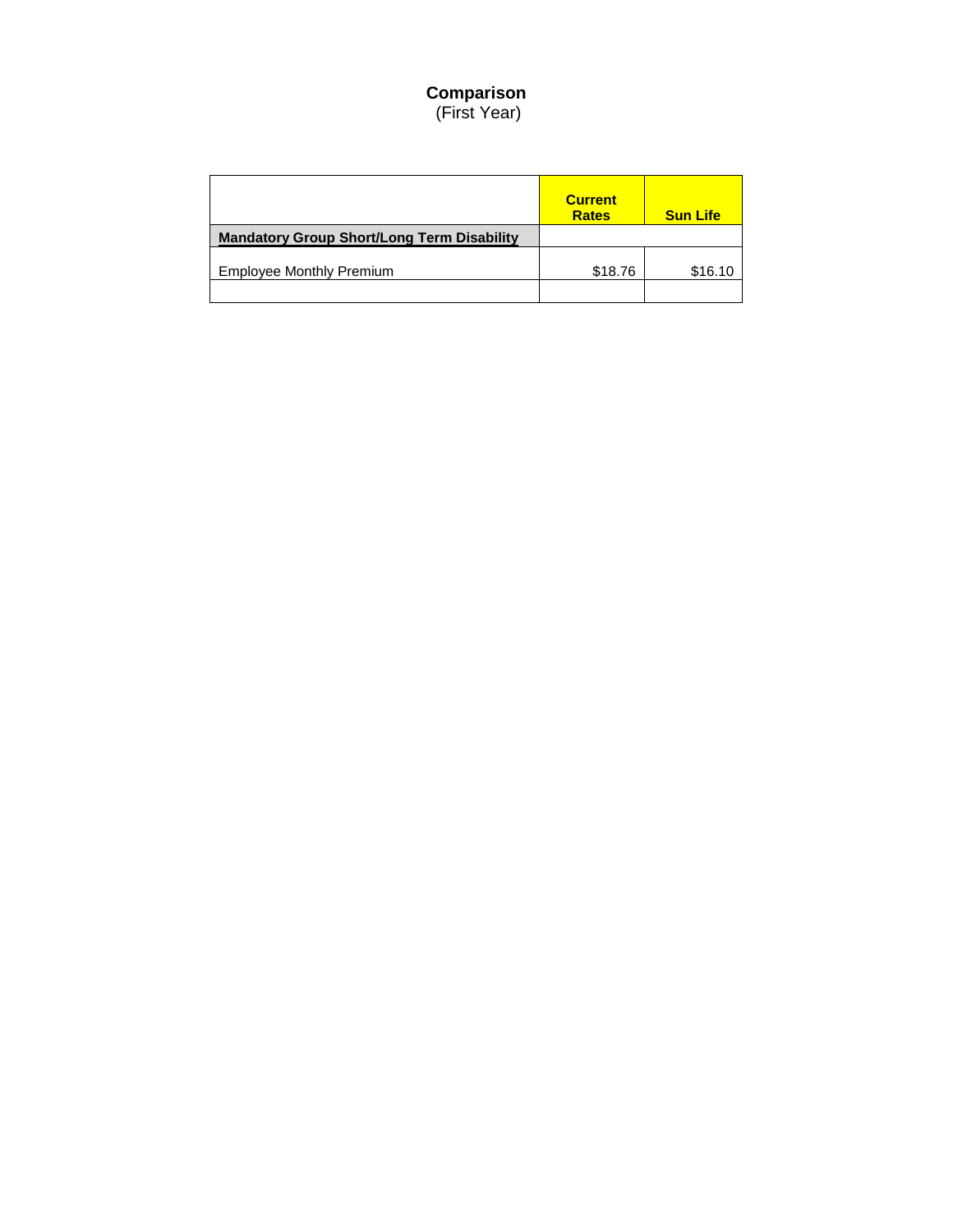**Comparison**
(First Year)

| | Current Rates | Sun Life |
|---|---|---|
| **Mandatory Group Short/Long Term Disability** | | |
| Employee Monthly Premium | $18.76 | $16.10 |
| | | |